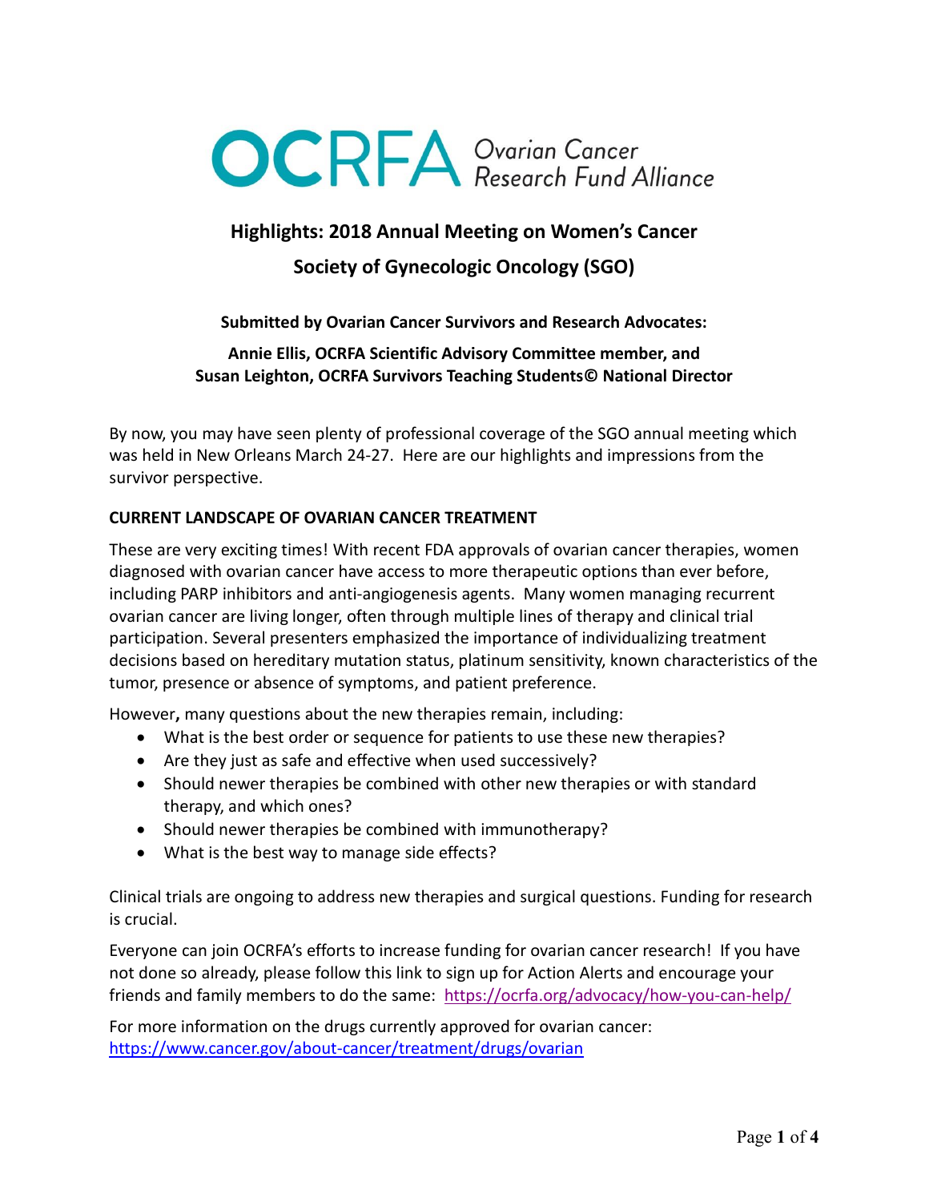# OCRFA Ovarian Cancer Research Fund Alliance

## Highlights: 2018 Annual Meeting on Women's Cancer

## Society of Gynecologic Oncology (SGO)

**Submitted by Ovarian Cancer Survivors and Research Advocates:**

**Annie Ellis, OCRFA Scientific Advisory Committee member, and**
**Susan Leighton, OCRFA Survivors Teaching Students© National Director**

By now, you may have seen plenty of professional coverage of the SGO annual meeting which was held in New Orleans March 24-27. Here are our highlights and impressions from the survivor perspective.

### CURRENT LANDSCAPE OF OVARIAN CANCER TREATMENT

These are very exciting times! With recent FDA approvals of ovarian cancer therapies, women diagnosed with ovarian cancer have access to more therapeutic options than ever before, including PARP inhibitors and anti-angiogenesis agents. Many women managing recurrent ovarian cancer are living longer, often through multiple lines of therapy and clinical trial participation. Several presenters emphasized the importance of individualizing treatment decisions based on hereditary mutation status, platinum sensitivity, known characteristics of the tumor, presence or absence of symptoms, and patient preference.

However**,** many questions about the new therapies remain, including:

- What is the best order or sequence for patients to use these new therapies?
- Are they just as safe and effective when used successively?
- Should newer therapies be combined with other new therapies or with standard therapy, and which ones?
- Should newer therapies be combined with immunotherapy?
- What is the best way to manage side effects?

Clinical trials are ongoing to address new therapies and surgical questions. Funding for research is crucial.

Everyone can join OCRFA's efforts to increase funding for ovarian cancer research! If you have not done so already, please follow this link to sign up for Action Alerts and encourage your friends and family members to do the same: https://ocrfa.org/advocacy/how-you-can-help/

For more information on the drugs currently approved for ovarian cancer: https://www.cancer.gov/about-cancer/treatment/drugs/ovarian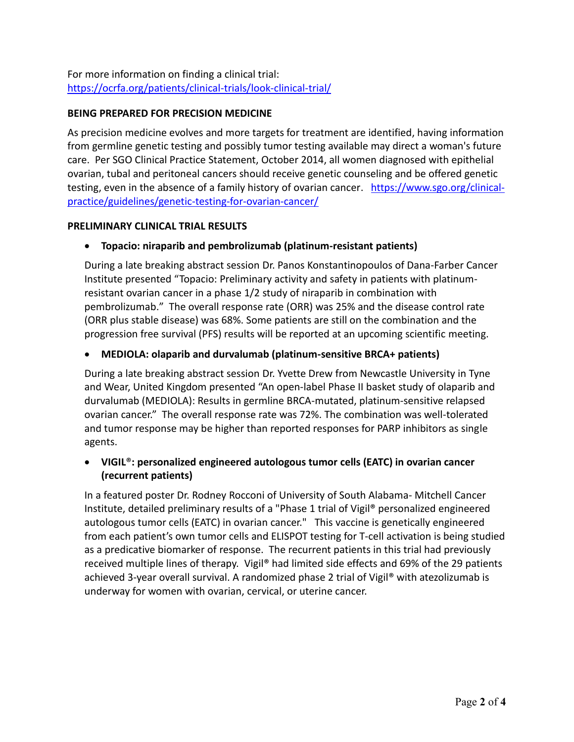For more information on finding a clinical trial:
https://ocrfa.org/patients/clinical-trials/look-clinical-trial/

**BEING PREPARED FOR PRECISION MEDICINE**

As precision medicine evolves and more targets for treatment are identified, having information from germline genetic testing and possibly tumor testing available may direct a woman's future care. Per SGO Clinical Practice Statement, October 2014, all women diagnosed with epithelial ovarian, tubal and peritoneal cancers should receive genetic counseling and be offered genetic testing, even in the absence of a family history of ovarian cancer. https://www.sgo.org/clinical-practice/guidelines/genetic-testing-for-ovarian-cancer/

**PRELIMINARY CLINICAL TRIAL RESULTS**

- **Topacio: niraparib and pembrolizumab (platinum-resistant patients)**

  During a late breaking abstract session Dr. Panos Konstantinopoulos of Dana-Farber Cancer Institute presented "Topacio: Preliminary activity and safety in patients with platinum-resistant ovarian cancer in a phase 1/2 study of niraparib in combination with pembrolizumab." The overall response rate (ORR) was 25% and the disease control rate (ORR plus stable disease) was 68%. Some patients are still on the combination and the progression free survival (PFS) results will be reported at an upcoming scientific meeting.

- **MEDIOLA: olaparib and durvalumab (platinum-sensitive BRCA+ patients)**

  During a late breaking abstract session Dr. Yvette Drew from Newcastle University in Tyne and Wear, United Kingdom presented "An open-label Phase II basket study of olaparib and durvalumab (MEDIOLA): Results in germline BRCA-mutated, platinum-sensitive relapsed ovarian cancer." The overall response rate was 72%. The combination was well-tolerated and tumor response may be higher than reported responses for PARP inhibitors as single agents.

- **VIGIL®: personalized engineered autologous tumor cells (EATC) in ovarian cancer (recurrent patients)**

  In a featured poster Dr. Rodney Rocconi of University of South Alabama- Mitchell Cancer Institute, detailed preliminary results of a "Phase 1 trial of Vigil® personalized engineered autologous tumor cells (EATC) in ovarian cancer." This vaccine is genetically engineered from each patient's own tumor cells and ELISPOT testing for T-cell activation is being studied as a predicative biomarker of response. The recurrent patients in this trial had previously received multiple lines of therapy. Vigil® had limited side effects and 69% of the 29 patients achieved 3-year overall survival. A randomized phase 2 trial of Vigil® with atezolizumab is underway for women with ovarian, cervical, or uterine cancer.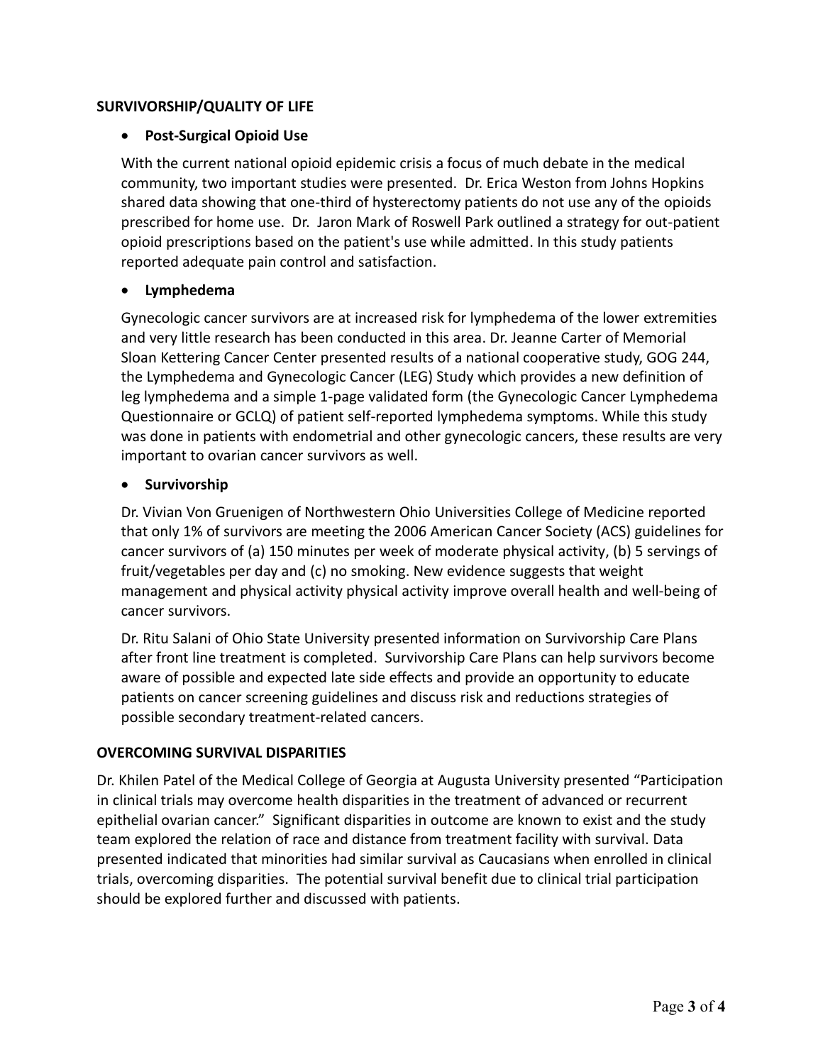## SURVIVORSHIP/QUALITY OF LIFE

- **Post-Surgical Opioid Use**

  With the current national opioid epidemic crisis a focus of much debate in the medical community, two important studies were presented. Dr. Erica Weston from Johns Hopkins shared data showing that one-third of hysterectomy patients do not use any of the opioids prescribed for home use. Dr. Jaron Mark of Roswell Park outlined a strategy for out-patient opioid prescriptions based on the patient's use while admitted. In this study patients reported adequate pain control and satisfaction.

- **Lymphedema**

  Gynecologic cancer survivors are at increased risk for lymphedema of the lower extremities and very little research has been conducted in this area. Dr. Jeanne Carter of Memorial Sloan Kettering Cancer Center presented results of a national cooperative study, GOG 244, the Lymphedema and Gynecologic Cancer (LEG) Study which provides a new definition of leg lymphedema and a simple 1-page validated form (the Gynecologic Cancer Lymphedema Questionnaire or GCLQ) of patient self-reported lymphedema symptoms. While this study was done in patients with endometrial and other gynecologic cancers, these results are very important to ovarian cancer survivors as well.

- **Survivorship**

  Dr. Vivian Von Gruenigen of Northwestern Ohio Universities College of Medicine reported that only 1% of survivors are meeting the 2006 American Cancer Society (ACS) guidelines for cancer survivors of (a) 150 minutes per week of moderate physical activity, (b) 5 servings of fruit/vegetables per day and (c) no smoking. New evidence suggests that weight management and physical activity physical activity improve overall health and well-being of cancer survivors.

  Dr. Ritu Salani of Ohio State University presented information on Survivorship Care Plans after front line treatment is completed. Survivorship Care Plans can help survivors become aware of possible and expected late side effects and provide an opportunity to educate patients on cancer screening guidelines and discuss risk and reductions strategies of possible secondary treatment-related cancers.

## OVERCOMING SURVIVAL DISPARITIES

Dr. Khilen Patel of the Medical College of Georgia at Augusta University presented "Participation in clinical trials may overcome health disparities in the treatment of advanced or recurrent epithelial ovarian cancer." Significant disparities in outcome are known to exist and the study team explored the relation of race and distance from treatment facility with survival. Data presented indicated that minorities had similar survival as Caucasians when enrolled in clinical trials, overcoming disparities. The potential survival benefit due to clinical trial participation should be explored further and discussed with patients.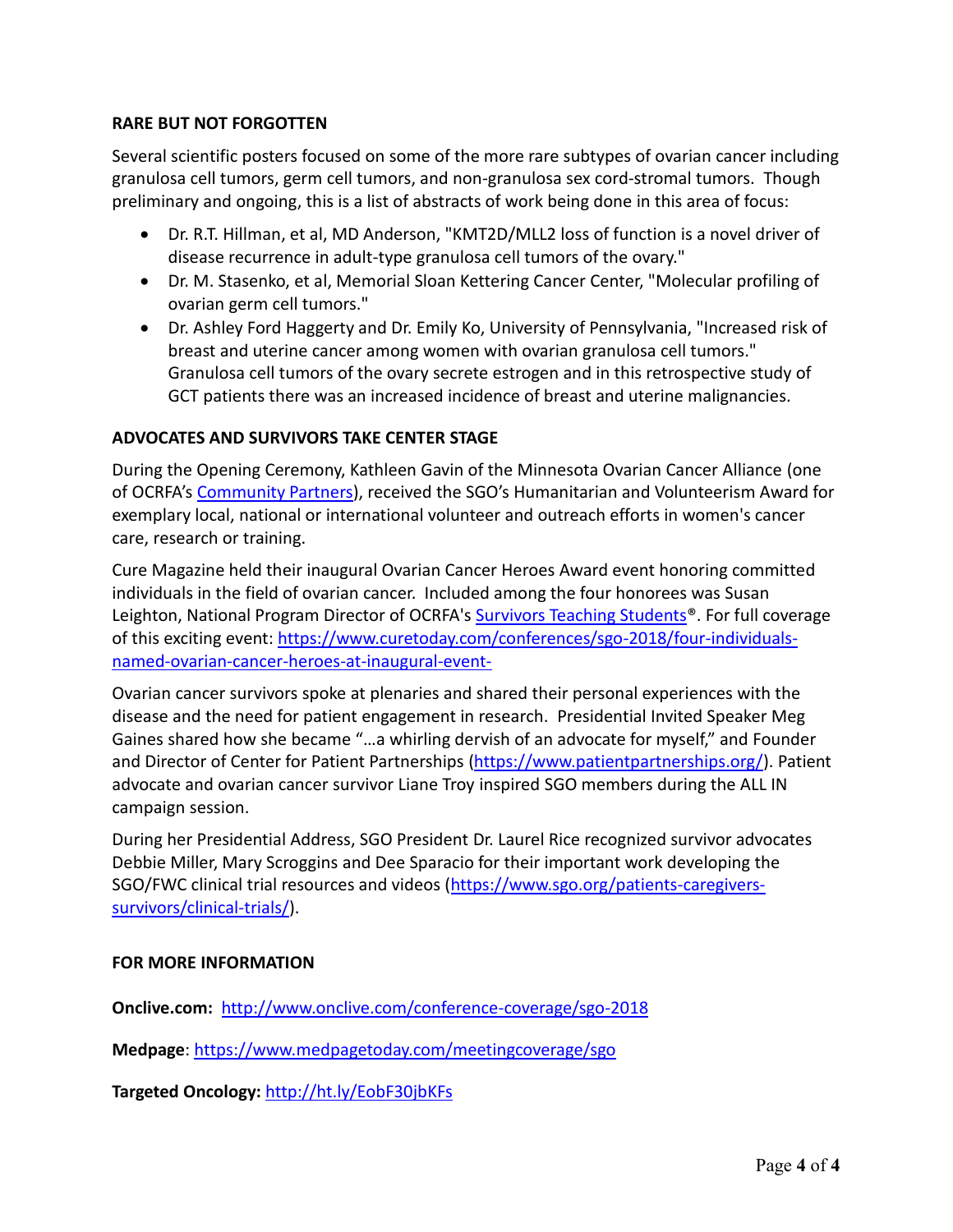## RARE BUT NOT FORGOTTEN

Several scientific posters focused on some of the more rare subtypes of ovarian cancer including granulosa cell tumors, germ cell tumors, and non-granulosa sex cord-stromal tumors. Though preliminary and ongoing, this is a list of abstracts of work being done in this area of focus:

- Dr. R.T. Hillman, et al, MD Anderson, "KMT2D/MLL2 loss of function is a novel driver of disease recurrence in adult-type granulosa cell tumors of the ovary."
- Dr. M. Stasenko, et al, Memorial Sloan Kettering Cancer Center, "Molecular profiling of ovarian germ cell tumors."
- Dr. Ashley Ford Haggerty and Dr. Emily Ko, University of Pennsylvania, "Increased risk of breast and uterine cancer among women with ovarian granulosa cell tumors." Granulosa cell tumors of the ovary secrete estrogen and in this retrospective study of GCT patients there was an increased incidence of breast and uterine malignancies.

## ADVOCATES AND SURVIVORS TAKE CENTER STAGE

During the Opening Ceremony, Kathleen Gavin of the Minnesota Ovarian Cancer Alliance (one of OCRFA's Community Partners), received the SGO's Humanitarian and Volunteerism Award for exemplary local, national or international volunteer and outreach efforts in women's cancer care, research or training.

Cure Magazine held their inaugural Ovarian Cancer Heroes Award event honoring committed individuals in the field of ovarian cancer. Included among the four honorees was Susan Leighton, National Program Director of OCRFA's Survivors Teaching Students®. For full coverage of this exciting event: https://www.curetoday.com/conferences/sgo-2018/four-individuals-named-ovarian-cancer-heroes-at-inaugural-event-

Ovarian cancer survivors spoke at plenaries and shared their personal experiences with the disease and the need for patient engagement in research. Presidential Invited Speaker Meg Gaines shared how she became "…a whirling dervish of an advocate for myself," and Founder and Director of Center for Patient Partnerships (https://www.patientpartnerships.org/). Patient advocate and ovarian cancer survivor Liane Troy inspired SGO members during the ALL IN campaign session.

During her Presidential Address, SGO President Dr. Laurel Rice recognized survivor advocates Debbie Miller, Mary Scroggins and Dee Sparacio for their important work developing the SGO/FWC clinical trial resources and videos (https://www.sgo.org/patients-caregivers-survivors/clinical-trials/).

## FOR MORE INFORMATION

**Onclive.com:** http://www.onclive.com/conference-coverage/sgo-2018

**Medpage**: https://www.medpagetoday.com/meetingcoverage/sgo

**Targeted Oncology:** http://ht.ly/EobF30jbKFs